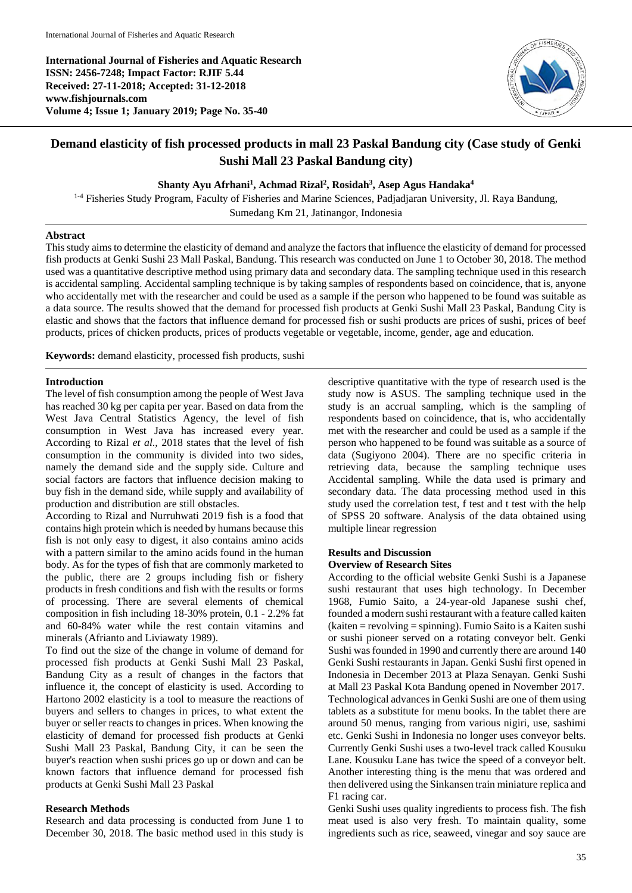**International Journal of Fisheries and Aquatic Research**
**ISSN: 2456-7248; Impact Factor: RJIF 5.44**
**Received: 27-11-2018; Accepted: 31-12-2018**
**www.fishjournals.com**
**Volume 4; Issue 1; January 2019; Page No. 35-40**

# Demand elasticity of fish processed products in mall 23 Paskal Bandung city (Case study of Genki Sushi Mall 23 Paskal Bandung city)

**Shanty Ayu Afrhani[1], Achmad Rizal[2], Rosidah[3], Asep Agus Handaka[4]**

[1-4] Fisheries Study Program, Faculty of Fisheries and Marine Sciences, Padjadjaran University, Jl. Raya Bandung, Sumedang Km 21, Jatinangor, Indonesia

## Abstract

This study aims to determine the elasticity of demand and analyze the factors that influence the elasticity of demand for processed fish products at Genki Sushi 23 Mall Paskal, Bandung. This research was conducted on June 1 to October 30, 2018. The method used was a quantitative descriptive method using primary data and secondary data. The sampling technique used in this research is accidental sampling. Accidental sampling technique is by taking samples of respondents based on coincidence, that is, anyone who accidentally met with the researcher and could be used as a sample if the person who happened to be found was suitable as a data source. The results showed that the demand for processed fish products at Genki Sushi Mall 23 Paskal, Bandung City is elastic and shows that the factors that influence demand for processed fish or sushi products are prices of sushi, prices of beef products, prices of chicken products, prices of products vegetable or vegetable, income, gender, age and education.

**Keywords:** demand elasticity, processed fish products, sushi

## Introduction

The level of fish consumption among the people of West Java has reached 30 kg per capita per year. Based on data from the West Java Central Statistics Agency, the level of fish consumption in West Java has increased every year. According to Rizal *et al.,* 2018 states that the level of fish consumption in the community is divided into two sides, namely the demand side and the supply side. Culture and social factors are factors that influence decision making to buy fish in the demand side, while supply and availability of production and distribution are still obstacles.

According to Rizal and Nurruhwati 2019 fish is a food that contains high protein which is needed by humans because this fish is not only easy to digest, it also contains amino acids with a pattern similar to the amino acids found in the human body. As for the types of fish that are commonly marketed to the public, there are 2 groups including fish or fishery products in fresh conditions and fish with the results or forms of processing. There are several elements of chemical composition in fish including 18-30% protein, 0.1 - 2.2% fat and 60-84% water while the rest contain vitamins and minerals (Afrianto and Liviawaty 1989).

To find out the size of the change in volume of demand for processed fish products at Genki Sushi Mall 23 Paskal, Bandung City as a result of changes in the factors that influence it, the concept of elasticity is used. According to Hartono 2002 elasticity is a tool to measure the reactions of buyers and sellers to changes in prices, to what extent the buyer or seller reacts to changes in prices. When knowing the elasticity of demand for processed fish products at Genki Sushi Mall 23 Paskal, Bandung City, it can be seen the buyer's reaction when sushi prices go up or down and can be known factors that influence demand for processed fish products at Genki Sushi Mall 23 Paskal

## Research Methods

Research and data processing is conducted from June 1 to December 30, 2018. The basic method used in this study is descriptive quantitative with the type of research used is the study now is ASUS. The sampling technique used in the study is an accrual sampling, which is the sampling of respondents based on coincidence, that is, who accidentally met with the researcher and could be used as a sample if the person who happened to be found was suitable as a source of data (Sugiyono 2004). There are no specific criteria in retrieving data, because the sampling technique uses Accidental sampling. While the data used is primary and secondary data. The data processing method used in this study used the correlation test, f test and t test with the help of SPSS 20 software. Analysis of the data obtained using multiple linear regression

## Results and Discussion

### Overview of Research Sites

According to the official website Genki Sushi is a Japanese sushi restaurant that uses high technology. In December 1968, Fumio Saito, a 24-year-old Japanese sushi chef, founded a modern sushi restaurant with a feature called kaiten (kaiten = revolving = spinning). Fumio Saito is a Kaiten sushi or sushi pioneer served on a rotating conveyor belt. Genki Sushi was founded in 1990 and currently there are around 140 Genki Sushi restaurants in Japan. Genki Sushi first opened in Indonesia in December 2013 at Plaza Senayan. Genki Sushi at Mall 23 Paskal Kota Bandung opened in November 2017. Technological advances in Genki Sushi are one of them using tablets as a substitute for menu books. In the tablet there are around 50 menus, ranging from various nigiri, use, sashimi etc. Genki Sushi in Indonesia no longer uses conveyor belts. Currently Genki Sushi uses a two-level track called Kousuku Lane. Kousuku Lane has twice the speed of a conveyor belt. Another interesting thing is the menu that was ordered and then delivered using the Sinkansen train miniature replica and F1 racing car.

Genki Sushi uses quality ingredients to process fish. The fish meat used is also very fresh. To maintain quality, some ingredients such as rice, seaweed, vinegar and soy sauce are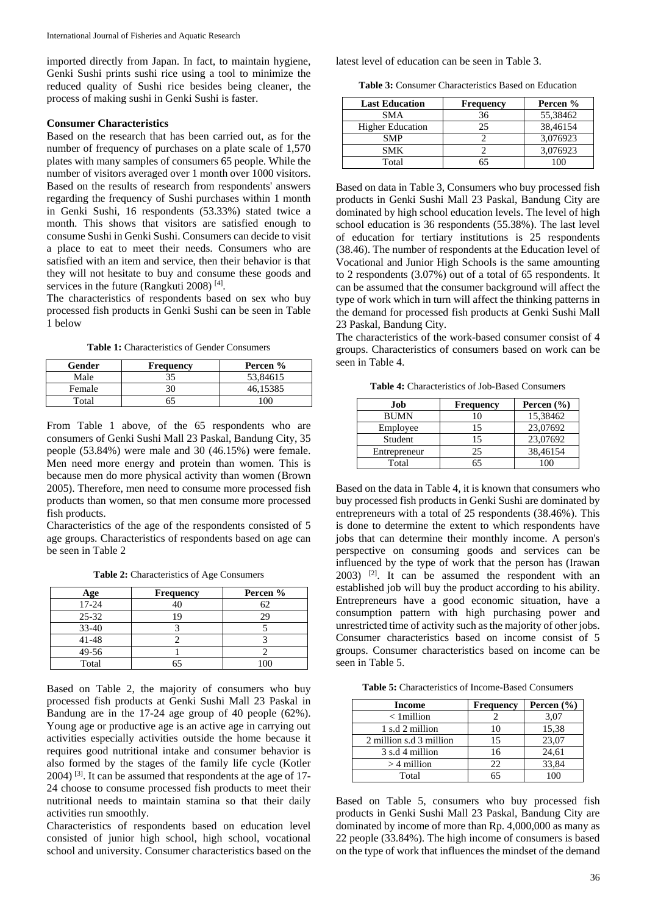imported directly from Japan. In fact, to maintain hygiene, Genki Sushi prints sushi rice using a tool to minimize the reduced quality of Sushi rice besides being cleaner, the process of making sushi in Genki Sushi is faster.

**Consumer Characteristics**

Based on the research that has been carried out, as for the number of frequency of purchases on a plate scale of 1,570 plates with many samples of consumers 65 people. While the number of visitors averaged over 1 month over 1000 visitors. Based on the results of research from respondents' answers regarding the frequency of Sushi purchases within 1 month in Genki Sushi, 16 respondents (53.33%) stated twice a month. This shows that visitors are satisfied enough to consume Sushi in Genki Sushi. Consumers can decide to visit a place to eat to meet their needs. Consumers who are satisfied with an item and service, then their behavior is that they will not hesitate to buy and consume these goods and services in the future (Rangkuti 2008) [4].

The characteristics of respondents based on sex who buy processed fish products in Genki Sushi can be seen in Table 1 below

**Table 1:** Characteristics of Gender Consumers

| Gender | Frequency | Percen % |
|---|---|---|
| Male | 35 | 53,84615 |
| Female | 30 | 46,15385 |
| Total | 65 | 100 |

From Table 1 above, of the 65 respondents who are consumers of Genki Sushi Mall 23 Paskal, Bandung City, 35 people (53.84%) were male and 30 (46.15%) were female. Men need more energy and protein than women. This is because men do more physical activity than women (Brown 2005). Therefore, men need to consume more processed fish products than women, so that men consume more processed fish products.

Characteristics of the age of the respondents consisted of 5 age groups. Characteristics of respondents based on age can be seen in Table 2

**Table 2:** Characteristics of Age Consumers

| Age | Frequency | Percen % |
|---|---|---|
| 17-24 | 40 | 62 |
| 25-32 | 19 | 29 |
| 33-40 | 3 | 5 |
| 41-48 | 2 | 3 |
| 49-56 | 1 | 2 |
| Total | 65 | 100 |

Based on Table 2, the majority of consumers who buy processed fish products at Genki Sushi Mall 23 Paskal in Bandung are in the 17-24 age group of 40 people (62%). Young age or productive age is an active age in carrying out activities especially activities outside the home because it requires good nutritional intake and consumer behavior is also formed by the stages of the family life cycle (Kotler 2004) [3]. It can be assumed that respondents at the age of 17-24 choose to consume processed fish products to meet their nutritional needs to maintain stamina so that their daily activities run smoothly.

Characteristics of respondents based on education level consisted of junior high school, high school, vocational school and university. Consumer characteristics based on the latest level of education can be seen in Table 3.

**Table 3:** Consumer Characteristics Based on Education

| Last Education | Frequency | Percen % |
|---|---|---|
| SMA | 36 | 55,38462 |
| Higher Education | 25 | 38,46154 |
| SMP | 2 | 3,076923 |
| SMK | 2 | 3,076923 |
| Total | 65 | 100 |

Based on data in Table 3, Consumers who buy processed fish products in Genki Sushi Mall 23 Paskal, Bandung City are dominated by high school education levels. The level of high school education is 36 respondents (55.38%). The last level of education for tertiary institutions is 25 respondents (38.46). The number of respondents at the Education level of Vocational and Junior High Schools is the same amounting to 2 respondents (3.07%) out of a total of 65 respondents. It can be assumed that the consumer background will affect the type of work which in turn will affect the thinking patterns in the demand for processed fish products at Genki Sushi Mall 23 Paskal, Bandung City.

The characteristics of the work-based consumer consist of 4 groups. Characteristics of consumers based on work can be seen in Table 4.

**Table 4:** Characteristics of Job-Based Consumers

| Job | Frequency | Percen (%) |
|---|---|---|
| BUMN | 10 | 15,38462 |
| Employee | 15 | 23,07692 |
| Student | 15 | 23,07692 |
| Entrepreneur | 25 | 38,46154 |
| Total | 65 | 100 |

Based on the data in Table 4, it is known that consumers who buy processed fish products in Genki Sushi are dominated by entrepreneurs with a total of 25 respondents (38.46%). This is done to determine the extent to which respondents have jobs that can determine their monthly income. A person's perspective on consuming goods and services can be influenced by the type of work that the person has (Irawan 2003) [2]. It can be assumed the respondent with an established job will buy the product according to his ability. Entrepreneurs have a good economic situation, have a consumption pattern with high purchasing power and unrestricted time of activity such as the majority of other jobs. Consumer characteristics based on income consist of 5 groups. Consumer characteristics based on income can be seen in Table 5.

**Table 5:** Characteristics of Income-Based Consumers

| Income | Frequency | Percen (%) |
|---|---|---|
| < 1million | 2 | 3,07 |
| 1 s.d 2 million | 10 | 15,38 |
| 2 million s.d 3 million | 15 | 23,07 |
| 3 s.d 4 million | 16 | 24,61 |
| > 4 million | 22 | 33,84 |
| Total | 65 | 100 |

Based on Table 5, consumers who buy processed fish products in Genki Sushi Mall 23 Paskal, Bandung City are dominated by income of more than Rp. 4,000,000 as many as 22 people (33.84%). The high income of consumers is based on the type of work that influences the mindset of the demand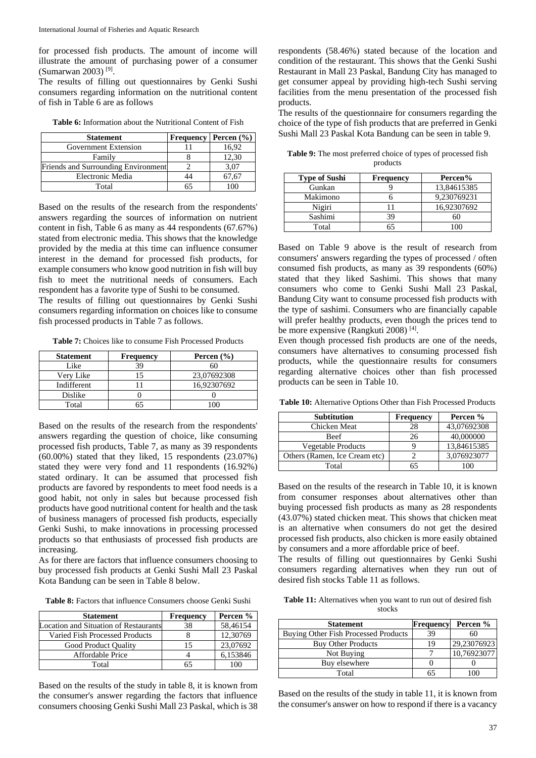for processed fish products. The amount of income will illustrate the amount of purchasing power of a consumer (Sumarwan 2003) [9].

The results of filling out questionnaires by Genki Sushi consumers regarding information on the nutritional content of fish in Table 6 are as follows

**Table 6:** Information about the Nutritional Content of Fish

| Statement | Frequency | Percen (%) |
|---|---|---|
| Government Extension | 11 | 16,92 |
| Family | 8 | 12,30 |
| Friends and Surrounding Environment | 2 | 3,07 |
| Electronic Media | 44 | 67,67 |
| Total | 65 | 100 |

Based on the results of the research from the respondents' answers regarding the sources of information on nutrient content in fish, Table 6 as many as 44 respondents (67.67%) stated from electronic media. This shows that the knowledge provided by the media at this time can influence consumer interest in the demand for processed fish products, for example consumers who know good nutrition in fish will buy fish to meet the nutritional needs of consumers. Each respondent has a favorite type of Sushi to be consumed.

The results of filling out questionnaires by Genki Sushi consumers regarding information on choices like to consume fish processed products in Table 7 as follows.

**Table 7:** Choices like to consume Fish Processed Products

| Statement | Frequency | Percen (%) |
|---|---|---|
| Like | 39 | 60 |
| Very Like | 15 | 23,07692308 |
| Indifferent | 11 | 16,92307692 |
| Dislike | 0 | 0 |
| Total | 65 | 100 |

Based on the results of the research from the respondents' answers regarding the question of choice, like consuming processed fish products, Table 7, as many as 39 respondents (60.00%) stated that they liked, 15 respondents (23.07%) stated they were very fond and 11 respondents (16.92%) stated ordinary. It can be assumed that processed fish products are favored by respondents to meet food needs is a good habit, not only in sales but because processed fish products have good nutritional content for health and the task of business managers of processed fish products, especially Genki Sushi, to make innovations in processing processed products so that enthusiasts of processed fish products are increasing.

As for there are factors that influence consumers choosing to buy processed fish products at Genki Sushi Mall 23 Paskal Kota Bandung can be seen in Table 8 below.

**Table 8:** Factors that influence Consumers choose Genki Sushi

| Statement | Frequency | Percen % |
|---|---|---|
| Location and Situation of Restaurants | 38 | 58,46154 |
| Varied Fish Processed Products | 8 | 12,30769 |
| Good Product Quality | 15 | 23,07692 |
| Affordable Price | 4 | 6,153846 |
| Total | 65 | 100 |

Based on the results of the study in table 8, it is known from the consumer's answer regarding the factors that influence consumers choosing Genki Sushi Mall 23 Paskal, which is 38 respondents (58.46%) stated because of the location and condition of the restaurant. This shows that the Genki Sushi Restaurant in Mall 23 Paskal, Bandung City has managed to get consumer appeal by providing high-tech Sushi serving facilities from the menu presentation of the processed fish products.

The results of the questionnaire for consumers regarding the choice of the type of fish products that are preferred in Genki Sushi Mall 23 Paskal Kota Bandung can be seen in table 9.

**Table 9:** The most preferred choice of types of processed fish products

| Type of Sushi | Frequency | Percen% |
|---|---|---|
| Gunkan | 9 | 13,84615385 |
| Makimono | 6 | 9,230769231 |
| Nigiri | 11 | 16,92307692 |
| Sashimi | 39 | 60 |
| Total | 65 | 100 |

Based on Table 9 above is the result of research from consumers' answers regarding the types of processed / often consumed fish products, as many as 39 respondents (60%) stated that they liked Sashimi. This shows that many consumers who come to Genki Sushi Mall 23 Paskal, Bandung City want to consume processed fish products with the type of sashimi. Consumers who are financially capable will prefer healthy products, even though the prices tend to be more expensive (Rangkuti 2008) [4].

Even though processed fish products are one of the needs, consumers have alternatives to consuming processed fish products, while the questionnaire results for consumers regarding alternative choices other than fish processed products can be seen in Table 10.

**Table 10:** Alternative Options Other than Fish Processed Products

| Subtitution | Frequency | Percen % |
|---|---|---|
| Chicken Meat | 28 | 43,07692308 |
| Beef | 26 | 40,000000 |
| Vegetable Products | 9 | 13,84615385 |
| Others (Ramen, Ice Cream etc) | 2 | 3,076923077 |
| Total | 65 | 100 |

Based on the results of the research in Table 10, it is known from consumer responses about alternatives other than buying processed fish products as many as 28 respondents (43.07%) stated chicken meat. This shows that chicken meat is an alternative when consumers do not get the desired processed fish products, also chicken is more easily obtained by consumers and a more affordable price of beef.

The results of filling out questionnaires by Genki Sushi consumers regarding alternatives when they run out of desired fish stocks Table 11 as follows.

**Table 11:** Alternatives when you want to run out of desired fish stocks

| Statement | Frequency | Percen % |
|---|---|---|
| Buying Other Fish Processed Products | 39 | 60 |
| Buy Other Products | 19 | 29,23076923 |
| Not Buying | 7 | 10,76923077 |
| Buy elsewhere | 0 | 0 |
| Total | 65 | 100 |

Based on the results of the study in table 11, it is known from the consumer's answer on how to respond if there is a vacancy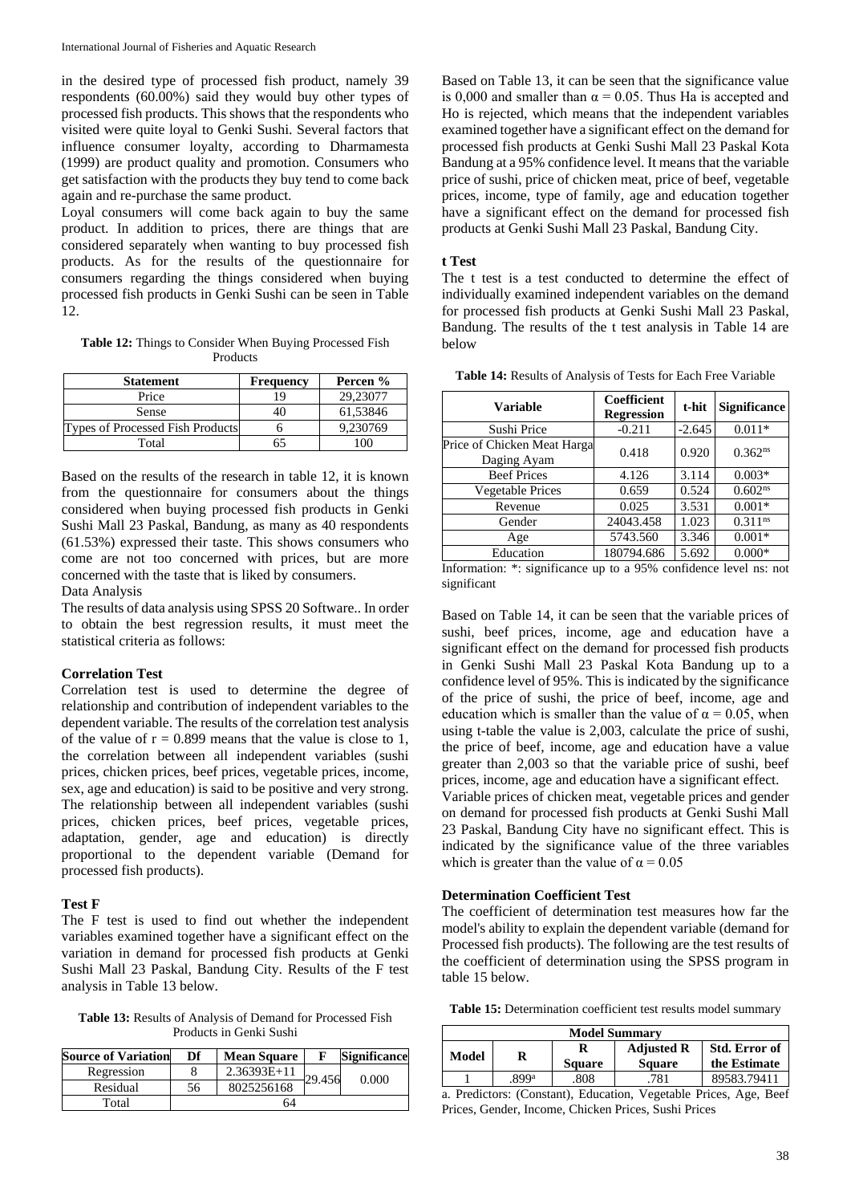in the desired type of processed fish product, namely 39 respondents (60.00%) said they would buy other types of processed fish products. This shows that the respondents who visited were quite loyal to Genki Sushi. Several factors that influence consumer loyalty, according to Dharmamesta (1999) are product quality and promotion. Consumers who get satisfaction with the products they buy tend to come back again and re-purchase the same product.

Loyal consumers will come back again to buy the same product. In addition to prices, there are things that are considered separately when wanting to buy processed fish products. As for the results of the questionnaire for consumers regarding the things considered when buying processed fish products in Genki Sushi can be seen in Table 12.

**Table 12:** Things to Consider When Buying Processed Fish Products

| Statement | Frequency | Percen % |
|---|---|---|
| Price | 19 | 29,23077 |
| Sense | 40 | 61,53846 |
| Types of Processed Fish Products | 6 | 9,230769 |
| Total | 65 | 100 |

Based on the results of the research in table 12, it is known from the questionnaire for consumers about the things considered when buying processed fish products in Genki Sushi Mall 23 Paskal, Bandung, as many as 40 respondents (61.53%) expressed their taste. This shows consumers who come are not too concerned with prices, but are more concerned with the taste that is liked by consumers.

Data Analysis

The results of data analysis using SPSS 20 Software.. In order to obtain the best regression results, it must meet the statistical criteria as follows:

### Correlation Test

Correlation test is used to determine the degree of relationship and contribution of independent variables to the dependent variable. The results of the correlation test analysis of the value of $r = 0.899$ means that the value is close to 1, the correlation between all independent variables (sushi prices, chicken prices, beef prices, vegetable prices, income, sex, age and education) is said to be positive and very strong. The relationship between all independent variables (sushi prices, chicken prices, beef prices, vegetable prices, adaptation, gender, age and education) is directly proportional to the dependent variable (Demand for processed fish products).

### Test F

The F test is used to find out whether the independent variables examined together have a significant effect on the variation in demand for processed fish products at Genki Sushi Mall 23 Paskal, Bandung City. Results of the F test analysis in Table 13 below.

**Table 13:** Results of Analysis of Demand for Processed Fish Products in Genki Sushi

| Source of Variation | Df | Mean Square | F | Significance |
|---|---|---|---|---|
| Regression | 8 | 2.36393E+11 | 29.456 | 0.000 |
| Residual | 56 | 8025256168 | | |
| Total | 64 | | | |

Based on Table 13, it can be seen that the significance value is 0,000 and smaller than $\alpha = 0.05$. Thus Ha is accepted and Ho is rejected, which means that the independent variables examined together have a significant effect on the demand for processed fish products at Genki Sushi Mall 23 Paskal Kota Bandung at a 95% confidence level. It means that the variable price of sushi, price of chicken meat, price of beef, vegetable prices, income, type of family, age and education together have a significant effect on the demand for processed fish products at Genki Sushi Mall 23 Paskal, Bandung City.

### t Test

The t test is a test conducted to determine the effect of individually examined independent variables on the demand for processed fish products at Genki Sushi Mall 23 Paskal, Bandung. The results of the t test analysis in Table 14 are below

**Table 14:** Results of Analysis of Tests for Each Free Variable

| Variable | Coefficient Regression | t-hit | Significance |
|---|---|---|---|
| Sushi Price | -0.211 | -2.645 | 0.011* |
| Price of Chicken Meat Harga Daging Ayam | 0.418 | 0.920 | $0.362^{ns}$ |
| Beef Prices | 4.126 | 3.114 | 0.003* |
| Vegetable Prices | 0.659 | 0.524 | $0.602^{ns}$ |
| Revenue | 0.025 | 3.531 | 0.001* |
| Gender | 24043.458 | 1.023 | $0.311^{ns}$ |
| Age | 5743.560 | 3.346 | 0.001* |
| Education | 180794.686 | 5.692 | 0.000* |

Information: *: significance up to a 95% confidence level ns: not significant

Based on Table 14, it can be seen that the variable prices of sushi, beef prices, income, age and education have a significant effect on the demand for processed fish products in Genki Sushi Mall 23 Paskal Kota Bandung up to a confidence level of 95%. This is indicated by the significance of the price of sushi, the price of beef, income, age and education which is smaller than the value of $\alpha = 0.05$, when using t-table the value is 2,003, calculate the price of sushi, the price of beef, income, age and education have a value greater than 2,003 so that the variable price of sushi, beef prices, income, age and education have a significant effect.

Variable prices of chicken meat, vegetable prices and gender on demand for processed fish products at Genki Sushi Mall 23 Paskal, Bandung City have no significant effect. This is indicated by the significance value of the three variables which is greater than the value of $\alpha = 0.05$

### Determination Coefficient Test

The coefficient of determination test measures how far the model's ability to explain the dependent variable (demand for Processed fish products). The following are the test results of the coefficient of determination using the SPSS program in table 15 below.

**Table 15:** Determination coefficient test results model summary

| Model Summary | | | | |
|---|---|---|---|---|
| Model | R | R Square | Adjusted R Square | Std. Error of the Estimate |
| 1 | .899[a] | .808 | .781 | 89583.79411 |

a. Predictors: (Constant), Education, Vegetable Prices, Age, Beef Prices, Gender, Income, Chicken Prices, Sushi Prices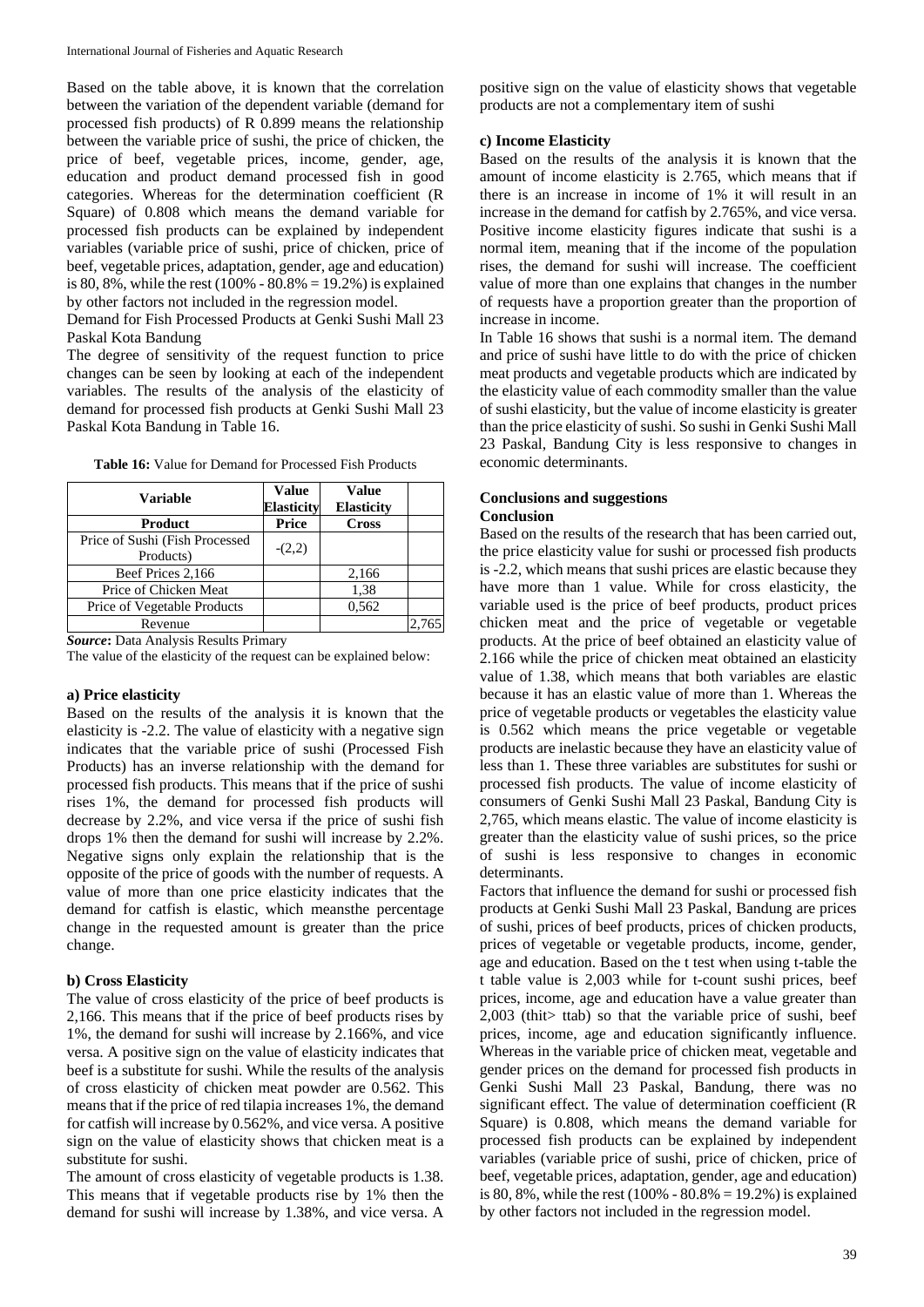Based on the table above, it is known that the correlation between the variation of the dependent variable (demand for processed fish products) of R 0.899 means the relationship between the variable price of sushi, the price of chicken, the price of beef, vegetable prices, income, gender, age, education and product demand processed fish in good categories. Whereas for the determination coefficient (R Square) of 0.808 which means the demand variable for processed fish products can be explained by independent variables (variable price of sushi, price of chicken, price of beef, vegetable prices, adaptation, gender, age and education) is 80, 8%, while the rest (100% - 80.8% = 19.2%) is explained by other factors not included in the regression model.

Demand for Fish Processed Products at Genki Sushi Mall 23 Paskal Kota Bandung

The degree of sensitivity of the request function to price changes can be seen by looking at each of the independent variables. The results of the analysis of the elasticity of demand for processed fish products at Genki Sushi Mall 23 Paskal Kota Bandung in Table 16.

**Table 16:** Value for Demand for Processed Fish Products

| Variable | Value Elasticity | Value Elasticity | |
|---|---|---|---|
| **Product** | **Price** | **Cross** | |
| Price of Sushi (Fish Processed Products) | -(2,2) | | |
| Beef Prices 2,166 | | 2,166 | |
| Price of Chicken Meat | | 1,38 | |
| Price of Vegetable Products | | 0,562 | |
| Revenue | | | 2,765 |

***Source*:** Data Analysis Results Primary

The value of the elasticity of the request can be explained below:

**a) Price elasticity**

Based on the results of the analysis it is known that the elasticity is -2.2. The value of elasticity with a negative sign indicates that the variable price of sushi (Processed Fish Products) has an inverse relationship with the demand for processed fish products. This means that if the price of sushi rises 1%, the demand for processed fish products will decrease by 2.2%, and vice versa if the price of sushi fish drops 1% then the demand for sushi will increase by 2.2%. Negative signs only explain the relationship that is the opposite of the price of goods with the number of requests. A value of more than one price elasticity indicates that the demand for catfish is elastic, which meansthe percentage change in the requested amount is greater than the price change.

**b) Cross Elasticity**

The value of cross elasticity of the price of beef products is 2,166. This means that if the price of beef products rises by 1%, the demand for sushi will increase by 2.166%, and vice versa. A positive sign on the value of elasticity indicates that beef is a substitute for sushi. While the results of the analysis of cross elasticity of chicken meat powder are 0.562. This means that if the price of red tilapia increases 1%, the demand for catfish will increase by 0.562%, and vice versa. A positive sign on the value of elasticity shows that chicken meat is a substitute for sushi.

The amount of cross elasticity of vegetable products is 1.38. This means that if vegetable products rise by 1% then the demand for sushi will increase by 1.38%, and vice versa. A positive sign on the value of elasticity shows that vegetable products are not a complementary item of sushi

**c) Income Elasticity**

Based on the results of the analysis it is known that the amount of income elasticity is 2.765, which means that if there is an increase in income of 1% it will result in an increase in the demand for catfish by 2.765%, and vice versa. Positive income elasticity figures indicate that sushi is a normal item, meaning that if the income of the population rises, the demand for sushi will increase. The coefficient value of more than one explains that changes in the number of requests have a proportion greater than the proportion of increase in income.

In Table 16 shows that sushi is a normal item. The demand and price of sushi have little to do with the price of chicken meat products and vegetable products which are indicated by the elasticity value of each commodity smaller than the value of sushi elasticity, but the value of income elasticity is greater than the price elasticity of sushi. So sushi in Genki Sushi Mall 23 Paskal, Bandung City is less responsive to changes in economic determinants.

## Conclusions and suggestions

### Conclusion

Based on the results of the research that has been carried out, the price elasticity value for sushi or processed fish products is -2.2, which means that sushi prices are elastic because they have more than 1 value. While for cross elasticity, the variable used is the price of beef products, product prices chicken meat and the price of vegetable or vegetable products. At the price of beef obtained an elasticity value of 2.166 while the price of chicken meat obtained an elasticity value of 1.38, which means that both variables are elastic because it has an elastic value of more than 1. Whereas the price of vegetable products or vegetables the elasticity value is 0.562 which means the price vegetable or vegetable products are inelastic because they have an elasticity value of less than 1. These three variables are substitutes for sushi or processed fish products. The value of income elasticity of consumers of Genki Sushi Mall 23 Paskal, Bandung City is 2,765, which means elastic. The value of income elasticity is greater than the elasticity value of sushi prices, so the price of sushi is less responsive to changes in economic determinants.

Factors that influence the demand for sushi or processed fish products at Genki Sushi Mall 23 Paskal, Bandung are prices of sushi, prices of beef products, prices of chicken products, prices of vegetable or vegetable products, income, gender, age and education. Based on the t test when using t-table the t table value is 2,003 while for t-count sushi prices, beef prices, income, age and education have a value greater than 2,003 (thit> ttab) so that the variable price of sushi, beef prices, income, age and education significantly influence. Whereas in the variable price of chicken meat, vegetable and gender prices on the demand for processed fish products in Genki Sushi Mall 23 Paskal, Bandung, there was no significant effect. The value of determination coefficient (R Square) is 0.808, which means the demand variable for processed fish products can be explained by independent variables (variable price of sushi, price of chicken, price of beef, vegetable prices, adaptation, gender, age and education) is 80, 8%, while the rest (100% - 80.8% = 19.2%) is explained by other factors not included in the regression model.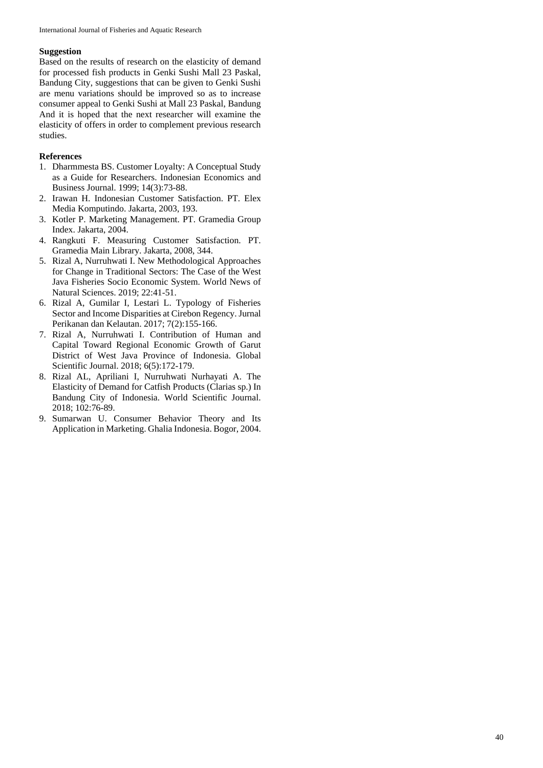**Suggestion**

Based on the results of research on the elasticity of demand for processed fish products in Genki Sushi Mall 23 Paskal, Bandung City, suggestions that can be given to Genki Sushi are menu variations should be improved so as to increase consumer appeal to Genki Sushi at Mall 23 Paskal, Bandung And it is hoped that the next researcher will examine the elasticity of offers in order to complement previous research studies.

**References**

1. Dharmmesta BS. Customer Loyalty: A Conceptual Study as a Guide for Researchers. Indonesian Economics and Business Journal. 1999; 14(3):73-88.
2. Irawan H. Indonesian Customer Satisfaction. PT. Elex Media Komputindo. Jakarta, 2003, 193.
3. Kotler P. Marketing Management. PT. Gramedia Group Index. Jakarta, 2004.
4. Rangkuti F. Measuring Customer Satisfaction. PT. Gramedia Main Library. Jakarta, 2008, 344.
5. Rizal A, Nurruhwati I. New Methodological Approaches for Change in Traditional Sectors: The Case of the West Java Fisheries Socio Economic System. World News of Natural Sciences. 2019; 22:41-51.
6. Rizal A, Gumilar I, Lestari L. Typology of Fisheries Sector and Income Disparities at Cirebon Regency. Jurnal Perikanan dan Kelautan. 2017; 7(2):155-166.
7. Rizal A, Nurruhwati I. Contribution of Human and Capital Toward Regional Economic Growth of Garut District of West Java Province of Indonesia. Global Scientific Journal. 2018; 6(5):172-179.
8. Rizal AL, Apriliani I, Nurruhwati Nurhayati A. The Elasticity of Demand for Catfish Products (Clarias sp.) In Bandung City of Indonesia. World Scientific Journal. 2018; 102:76-89.
9. Sumarwan U. Consumer Behavior Theory and Its Application in Marketing. Ghalia Indonesia. Bogor, 2004.